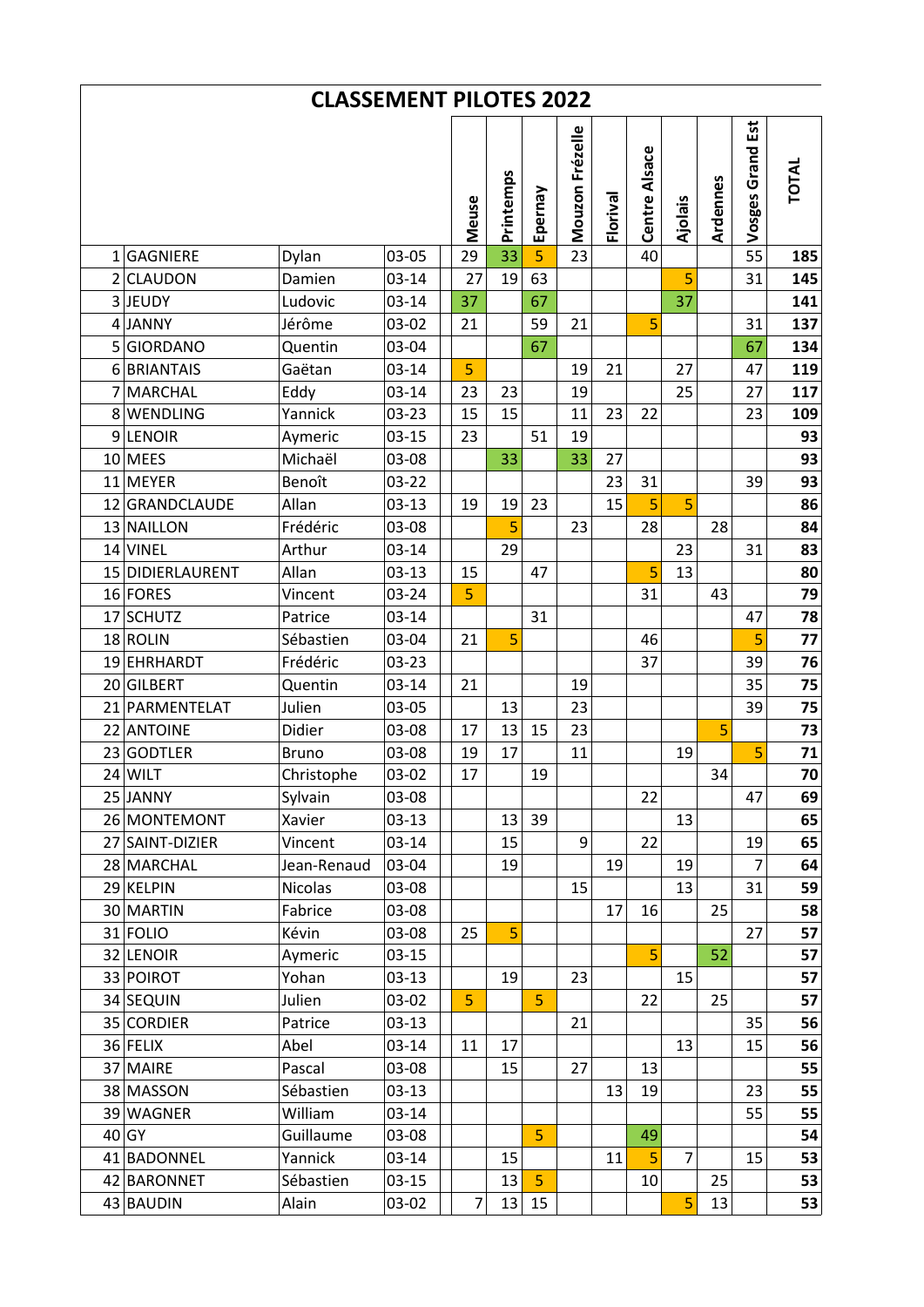# CLASSEMENT PILOTES 2022

| | | | | Meuse | Printemps | Epernay | Mouzon Frézelle | Florival | Centre Alsace | Ajolais | Ardennes | Vosges Grand Est | TOTAL |
|---|---|---|---|---|---|---|---|---|---|---|---|---|---|
| 1 | GAGNIERE | Dylan | 03-05 | 29 | 33 | 5 | 23 | | 40 | | | 55 | **185** |
| 2 | CLAUDON | Damien | 03-14 | 27 | 19 | 63 | | | | 5 | | 31 | **145** |
| 3 | JEUDY | Ludovic | 03-14 | 37 | | 67 | | | | 37 | | | **141** |
| 4 | JANNY | Jérôme | 03-02 | 21 | | 59 | 21 | | 5 | | | 31 | **137** |
| 5 | GIORDANO | Quentin | 03-04 | | | 67 | | | | | | 67 | **134** |
| 6 | BRIANTAIS | Gaëtan | 03-14 | 5 | | | 19 | 21 | | 27 | | 47 | **119** |
| 7 | MARCHAL | Eddy | 03-14 | 23 | 23 | | 19 | | | 25 | | 27 | **117** |
| 8 | WENDLING | Yannick | 03-23 | 15 | 15 | | 11 | 23 | 22 | | | 23 | **109** |
| 9 | LENOIR | Aymeric | 03-15 | 23 | | 51 | 19 | | | | | | **93** |
| 10 | MEES | Michaël | 03-08 | | 33 | | 33 | 27 | | | | | **93** |
| 11 | MEYER | Benoît | 03-22 | | | | | 23 | 31 | | | 39 | **93** |
| 12 | GRANDCLAUDE | Allan | 03-13 | 19 | 19 | 23 | | 15 | 5 | 5 | | | **86** |
| 13 | NAILLON | Frédéric | 03-08 | | 5 | | 23 | | 28 | | 28 | | **84** |
| 14 | VINEL | Arthur | 03-14 | | 29 | | | | | 23 | | 31 | **83** |
| 15 | DIDIERLAURENT | Allan | 03-13 | 15 | | 47 | | | 5 | 13 | | | **80** |
| 16 | FORES | Vincent | 03-24 | 5 | | | | | 31 | | 43 | | **79** |
| 17 | SCHUTZ | Patrice | 03-14 | | | 31 | | | | | | 47 | **78** |
| 18 | ROLIN | Sébastien | 03-04 | 21 | 5 | | | | 46 | | | 5 | **77** |
| 19 | EHRHARDT | Frédéric | 03-23 | | | | | | 37 | | | 39 | **76** |
| 20 | GILBERT | Quentin | 03-14 | 21 | | | 19 | | | | | 35 | **75** |
| 21 | PARMENTELAT | Julien | 03-05 | | 13 | | 23 | | | | | 39 | **75** |
| 22 | ANTOINE | Didier | 03-08 | 17 | 13 | 15 | 23 | | | | 5 | | **73** |
| 23 | GODTLER | Bruno | 03-08 | 19 | 17 | | 11 | | | 19 | | 5 | **71** |
| 24 | WILT | Christophe | 03-02 | 17 | | 19 | | | | | 34 | | **70** |
| 25 | JANNY | Sylvain | 03-08 | | | | | | 22 | | | 47 | **69** |
| 26 | MONTEMONT | Xavier | 03-13 | | 13 | 39 | | | | 13 | | | **65** |
| 27 | SAINT-DIZIER | Vincent | 03-14 | | 15 | | 9 | | 22 | | | 19 | **65** |
| 28 | MARCHAL | Jean-Renaud | 03-04 | | 19 | | | 19 | | 19 | | 7 | **64** |
| 29 | KELPIN | Nicolas | 03-08 | | | | 15 | | | 13 | | 31 | **59** |
| 30 | MARTIN | Fabrice | 03-08 | | | | | 17 | 16 | | 25 | | **58** |
| 31 | FOLIO | Kévin | 03-08 | 25 | 5 | | | | | | | 27 | **57** |
| 32 | LENOIR | Aymeric | 03-15 | | | | | | 5 | | 52 | | **57** |
| 33 | POIROT | Yohan | 03-13 | | 19 | | 23 | | | 15 | | | **57** |
| 34 | SEQUIN | Julien | 03-02 | 5 | | 5 | | | 22 | | 25 | | **57** |
| 35 | CORDIER | Patrice | 03-13 | | | | 21 | | | | | 35 | **56** |
| 36 | FELIX | Abel | 03-14 | 11 | 17 | | | | | 13 | | 15 | **56** |
| 37 | MAIRE | Pascal | 03-08 | | 15 | | 27 | | 13 | | | | **55** |
| 38 | MASSON | Sébastien | 03-13 | | | | | 13 | 19 | | | 23 | **55** |
| 39 | WAGNER | William | 03-14 | | | | | | | | | 55 | **55** |
| 40 | GY | Guillaume | 03-08 | | | 5 | | | 49 | | | | **54** |
| 41 | BADONNEL | Yannick | 03-14 | | 15 | | | 11 | 5 | 7 | | 15 | **53** |
| 42 | BARONNET | Sébastien | 03-15 | | 13 | 5 | | | 10 | | 25 | | **53** |
| 43 | BAUDIN | Alain | 03-02 | 7 | 13 | 15 | | | | 5 | 13 | | **53** |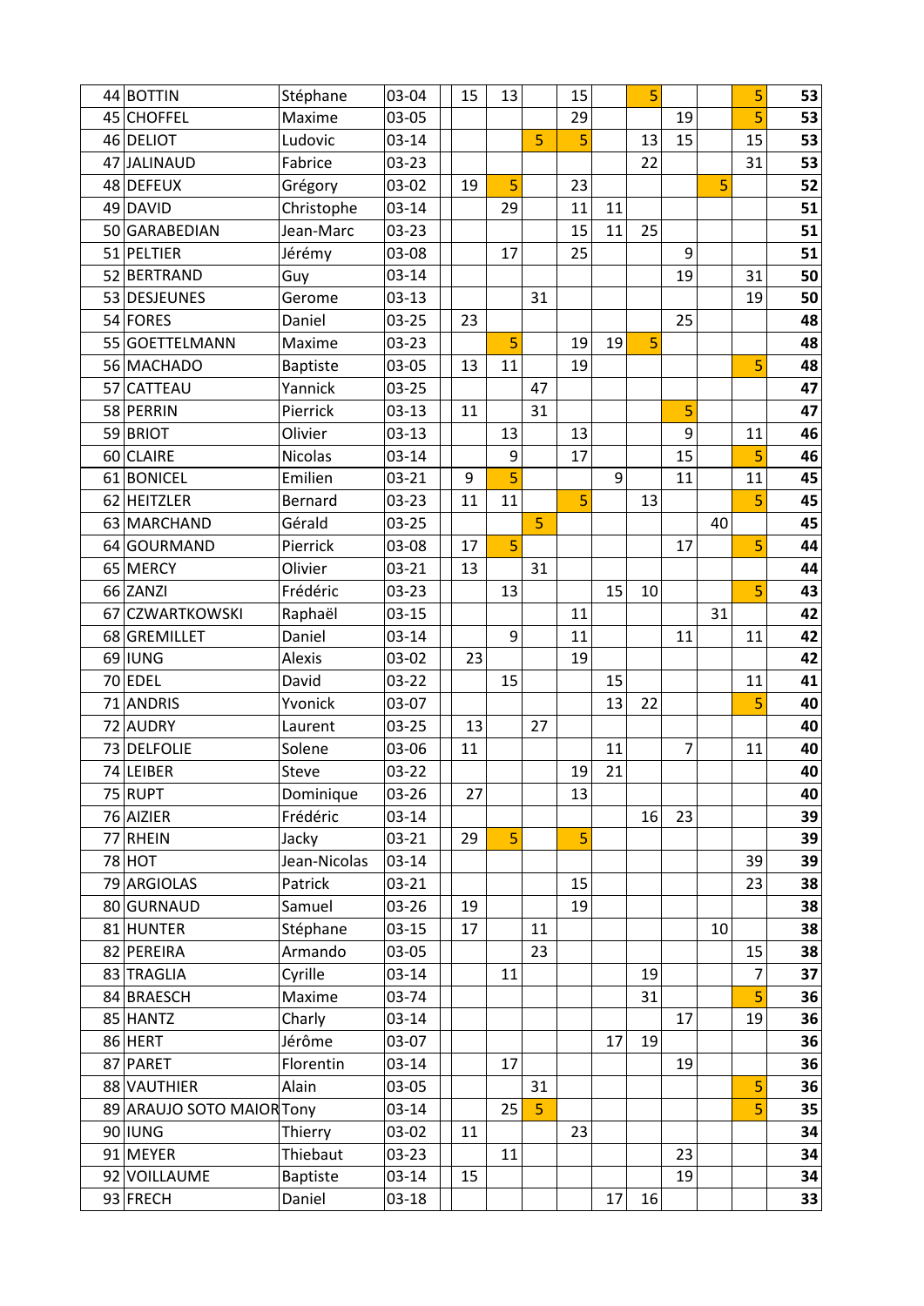| | | | | | | | | | | | | | | |
|---|---|---|---|---|---|---|---|---|---|---|---|---|---|---|
| 44 | BOTTIN | Stéphane | 03-04 | | 15 | 13 | | 15 | | 5 | | | 5 | **53** |
| 45 | CHOFFEL | Maxime | 03-05 | | | | | 29 | | | 19 | | 5 | **53** |
| 46 | DELIOT | Ludovic | 03-14 | | | | 5 | 5 | | 13 | 15 | | 15 | **53** |
| 47 | JALINAUD | Fabrice | 03-23 | | | | | | | 22 | | | 31 | **53** |
| 48 | DEFEUX | Grégory | 03-02 | | 19 | 5 | | 23 | | | | 5 | | **52** |
| 49 | DAVID | Christophe | 03-14 | | | 29 | | 11 | 11 | | | | | **51** |
| 50 | GARABEDIAN | Jean-Marc | 03-23 | | | | | 15 | 11 | 25 | | | | **51** |
| 51 | PELTIER | Jérémy | 03-08 | | | 17 | | 25 | | | 9 | | | **51** |
| 52 | BERTRAND | Guy | 03-14 | | | | | | | | 19 | | 31 | **50** |
| 53 | DESJEUNES | Gerome | 03-13 | | | | 31 | | | | | | 19 | **50** |
| 54 | FORES | Daniel | 03-25 | | 23 | | | | | | 25 | | | **48** |
| 55 | GOETTELMANN | Maxime | 03-23 | | | 5 | | 19 | 19 | 5 | | | | **48** |
| 56 | MACHADO | Baptiste | 03-05 | | 13 | 11 | | 19 | | | | | 5 | **48** |
| 57 | CATTEAU | Yannick | 03-25 | | | | 47 | | | | | | | **47** |
| 58 | PERRIN | Pierrick | 03-13 | | 11 | | 31 | | | | 5 | | | **47** |
| 59 | BRIOT | Olivier | 03-13 | | | 13 | | 13 | | | 9 | | 11 | **46** |
| 60 | CLAIRE | Nicolas | 03-14 | | | 9 | | 17 | | | 15 | | 5 | **46** |
| 61 | BONICEL | Emilien | 03-21 | | 9 | 5 | | | 9 | | 11 | | 11 | **45** |
| 62 | HEITZLER | Bernard | 03-23 | | 11 | 11 | | 5 | | 13 | | | 5 | **45** |
| 63 | MARCHAND | Gérald | 03-25 | | | | 5 | | | | | 40 | | **45** |
| 64 | GOURMAND | Pierrick | 03-08 | | 17 | 5 | | | | | 17 | | 5 | **44** |
| 65 | MERCY | Olivier | 03-21 | | 13 | | 31 | | | | | | | **44** |
| 66 | ZANZI | Frédéric | 03-23 | | | 13 | | | 15 | 10 | | | 5 | **43** |
| 67 | CZWARTKOWSKI | Raphaël | 03-15 | | | | | 11 | | | | 31 | | **42** |
| 68 | GREMILLET | Daniel | 03-14 | | | 9 | | 11 | | | 11 | | 11 | **42** |
| 69 | IUNG | Alexis | 03-02 | | 23 | | | 19 | | | | | | **42** |
| 70 | EDEL | David | 03-22 | | | 15 | | | 15 | | | | 11 | **41** |
| 71 | ANDRIS | Yvonick | 03-07 | | | | | | 13 | 22 | | | 5 | **40** |
| 72 | AUDRY | Laurent | 03-25 | | 13 | | 27 | | | | | | | **40** |
| 73 | DELFOLIE | Solene | 03-06 | | 11 | | | | 11 | | 7 | | 11 | **40** |
| 74 | LEIBER | Steve | 03-22 | | | | | 19 | 21 | | | | | **40** |
| 75 | RUPT | Dominique | 03-26 | | 27 | | | 13 | | | | | | **40** |
| 76 | AIZIER | Frédéric | 03-14 | | | | | | | 16 | 23 | | | **39** |
| 77 | RHEIN | Jacky | 03-21 | | 29 | 5 | | 5 | | | | | | **39** |
| 78 | HOT | Jean-Nicolas | 03-14 | | | | | | | | | | 39 | **39** |
| 79 | ARGIOLAS | Patrick | 03-21 | | | | | 15 | | | | | 23 | **38** |
| 80 | GURNAUD | Samuel | 03-26 | | 19 | | | 19 | | | | | | **38** |
| 81 | HUNTER | Stéphane | 03-15 | | 17 | | 11 | | | | | 10 | | **38** |
| 82 | PEREIRA | Armando | 03-05 | | | | 23 | | | | | | 15 | **38** |
| 83 | TRAGLIA | Cyrille | 03-14 | | | 11 | | | | 19 | | | 7 | **37** |
| 84 | BRAESCH | Maxime | 03-74 | | | | | | | 31 | | | 5 | **36** |
| 85 | HANTZ | Charly | 03-14 | | | | | | | | 17 | | 19 | **36** |
| 86 | HERT | Jérôme | 03-07 | | | | | | 17 | 19 | | | | **36** |
| 87 | PARET | Florentin | 03-14 | | | 17 | | | | | 19 | | | **36** |
| 88 | VAUTHIER | Alain | 03-05 | | | | 31 | | | | | | 5 | **36** |
| 89 | ARAUJO SOTO MAIOR | Tony | 03-14 | | | 25 | 5 | | | | | | 5 | **35** |
| 90 | IUNG | Thierry | 03-02 | | 11 | | | 23 | | | | | | **34** |
| 91 | MEYER | Thiebaut | 03-23 | | | 11 | | | | | 23 | | | **34** |
| 92 | VOILLAUME | Baptiste | 03-14 | | 15 | | | | | | 19 | | | **34** |
| 93 | FRECH | Daniel | 03-18 | | | | | | 17 | 16 | | | | **33** |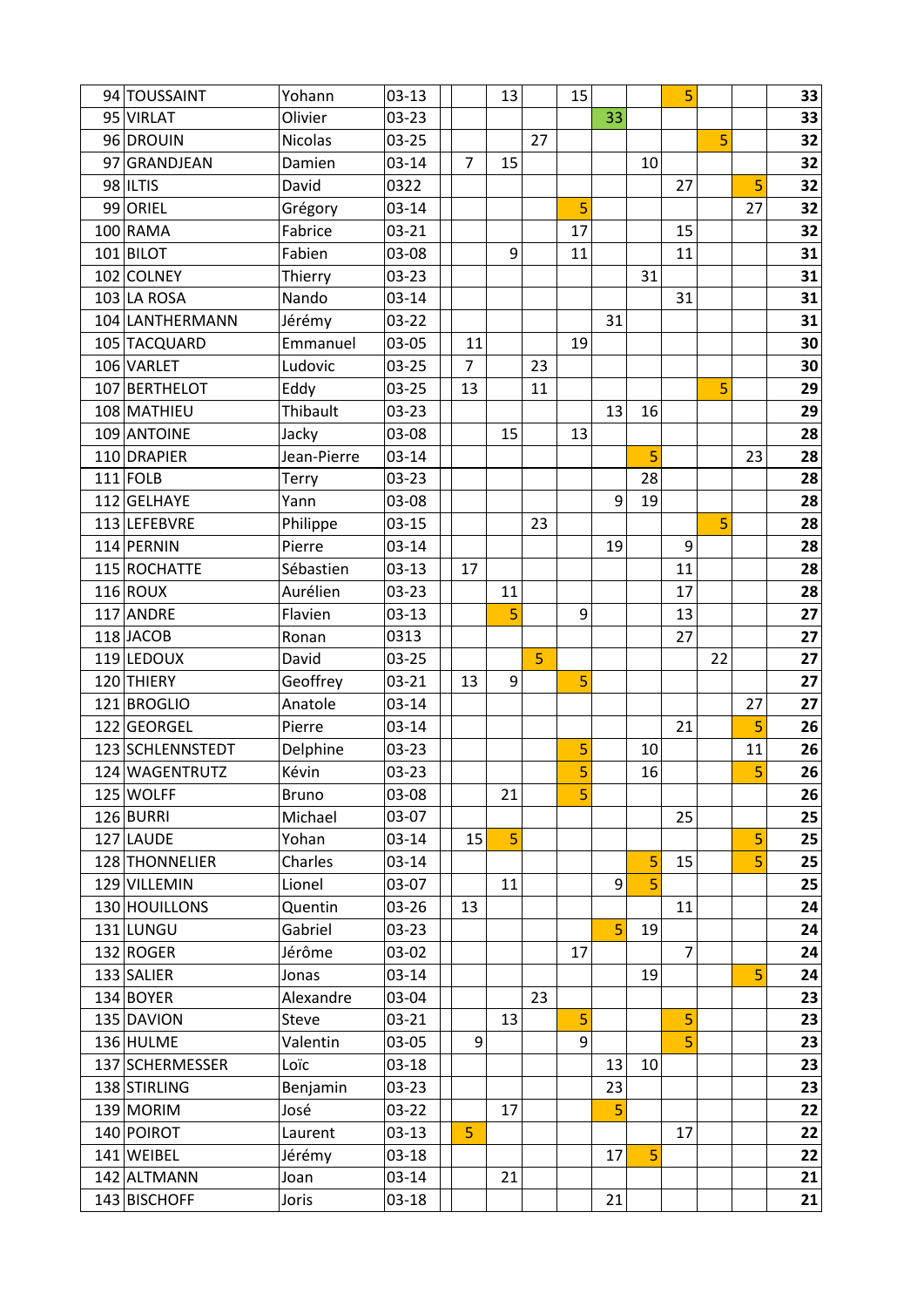| | | | | | | | | | | | | | | |
|---|---|---|---|---|---|---|---|---|---|---|---|---|---|---|
| 94 | TOUSSAINT | Yohann | 03-13 | | | 13 | | 15 | | | 5 | | | **33** |
| 95 | VIRLAT | Olivier | 03-23 | | | | | | 33 | | | | | **33** |
| 96 | DROUIN | Nicolas | 03-25 | | | | 27 | | | | | 5 | | **32** |
| 97 | GRANDJEAN | Damien | 03-14 | | 7 | 15 | | | | 10 | | | | **32** |
| 98 | ILTIS | David | 0322 | | | | | | | | 27 | | 5 | **32** |
| 99 | ORIEL | Grégory | 03-14 | | | | | 5 | | | | | 27 | **32** |
| 100 | RAMA | Fabrice | 03-21 | | | | | 17 | | | 15 | | | **32** |
| 101 | BILOT | Fabien | 03-08 | | | 9 | | 11 | | | 11 | | | **31** |
| 102 | COLNEY | Thierry | 03-23 | | | | | | | 31 | | | | **31** |
| 103 | LA ROSA | Nando | 03-14 | | | | | | | | 31 | | | **31** |
| 104 | LANTHERMANN | Jérémy | 03-22 | | | | | | 31 | | | | | **31** |
| 105 | TACQUARD | Emmanuel | 03-05 | | 11 | | | 19 | | | | | | **30** |
| 106 | VARLET | Ludovic | 03-25 | | 7 | | 23 | | | | | | | **30** |
| 107 | BERTHELOT | Eddy | 03-25 | | 13 | | 11 | | | | | 5 | | **29** |
| 108 | MATHIEU | Thibault | 03-23 | | | | | | 13 | 16 | | | | **29** |
| 109 | ANTOINE | Jacky | 03-08 | | | 15 | | 13 | | | | | | **28** |
| 110 | DRAPIER | Jean-Pierre | 03-14 | | | | | | | 5 | | | 23 | **28** |
| 111 | FOLB | Terry | 03-23 | | | | | | | 28 | | | | **28** |
| 112 | GELHAYE | Yann | 03-08 | | | | | | 9 | 19 | | | | **28** |
| 113 | LEFEBVRE | Philippe | 03-15 | | | | 23 | | | | | 5 | | **28** |
| 114 | PERNIN | Pierre | 03-14 | | | | | | 19 | | 9 | | | **28** |
| 115 | ROCHATTE | Sébastien | 03-13 | | 17 | | | | | | 11 | | | **28** |
| 116 | ROUX | Aurélien | 03-23 | | | 11 | | | | | 17 | | | **28** |
| 117 | ANDRE | Flavien | 03-13 | | | 5 | | 9 | | | 13 | | | **27** |
| 118 | JACOB | Ronan | 0313 | | | | | | | | 27 | | | **27** |
| 119 | LEDOUX | David | 03-25 | | | | 5 | | | | | 22 | | **27** |
| 120 | THIERY | Geoffrey | 03-21 | | 13 | 9 | | 5 | | | | | | **27** |
| 121 | BROGLIO | Anatole | 03-14 | | | | | | | | | | 27 | **27** |
| 122 | GEORGEL | Pierre | 03-14 | | | | | | | | 21 | | 5 | **26** |
| 123 | SCHLENNSTEDT | Delphine | 03-23 | | | | | 5 | | 10 | | | 11 | **26** |
| 124 | WAGENTRUTZ | Kévin | 03-23 | | | | | 5 | | 16 | | | 5 | **26** |
| 125 | WOLFF | Bruno | 03-08 | | | 21 | | 5 | | | | | | **26** |
| 126 | BURRI | Michael | 03-07 | | | | | | | | 25 | | | **25** |
| 127 | LAUDE | Yohan | 03-14 | | 15 | 5 | | | | | | | 5 | **25** |
| 128 | THONNELIER | Charles | 03-14 | | | | | | | 5 | 15 | | 5 | **25** |
| 129 | VILLEMIN | Lionel | 03-07 | | | 11 | | | 9 | 5 | | | | **25** |
| 130 | HOUILLONS | Quentin | 03-26 | | 13 | | | | | | 11 | | | **24** |
| 131 | LUNGU | Gabriel | 03-23 | | | | | | 5 | 19 | | | | **24** |
| 132 | ROGER | Jérôme | 03-02 | | | | | 17 | | | 7 | | | **24** |
| 133 | SALIER | Jonas | 03-14 | | | | | | | 19 | | | 5 | **24** |
| 134 | BOYER | Alexandre | 03-04 | | | | 23 | | | | | | | **23** |
| 135 | DAVION | Steve | 03-21 | | | 13 | | 5 | | | 5 | | | **23** |
| 136 | HULME | Valentin | 03-05 | | 9 | | | 9 | | | 5 | | | **23** |
| 137 | SCHERMESSER | Loïc | 03-18 | | | | | | 13 | 10 | | | | **23** |
| 138 | STIRLING | Benjamin | 03-23 | | | | | | 23 | | | | | **23** |
| 139 | MORIM | José | 03-22 | | | 17 | | | 5 | | | | | **22** |
| 140 | POIROT | Laurent | 03-13 | | 5 | | | | | | 17 | | | **22** |
| 141 | WEIBEL | Jérémy | 03-18 | | | | | | 17 | 5 | | | | **22** |
| 142 | ALTMANN | Joan | 03-14 | | | 21 | | | | | | | | **21** |
| 143 | BISCHOFF | Joris | 03-18 | | | | | | 21 | | | | | **21** |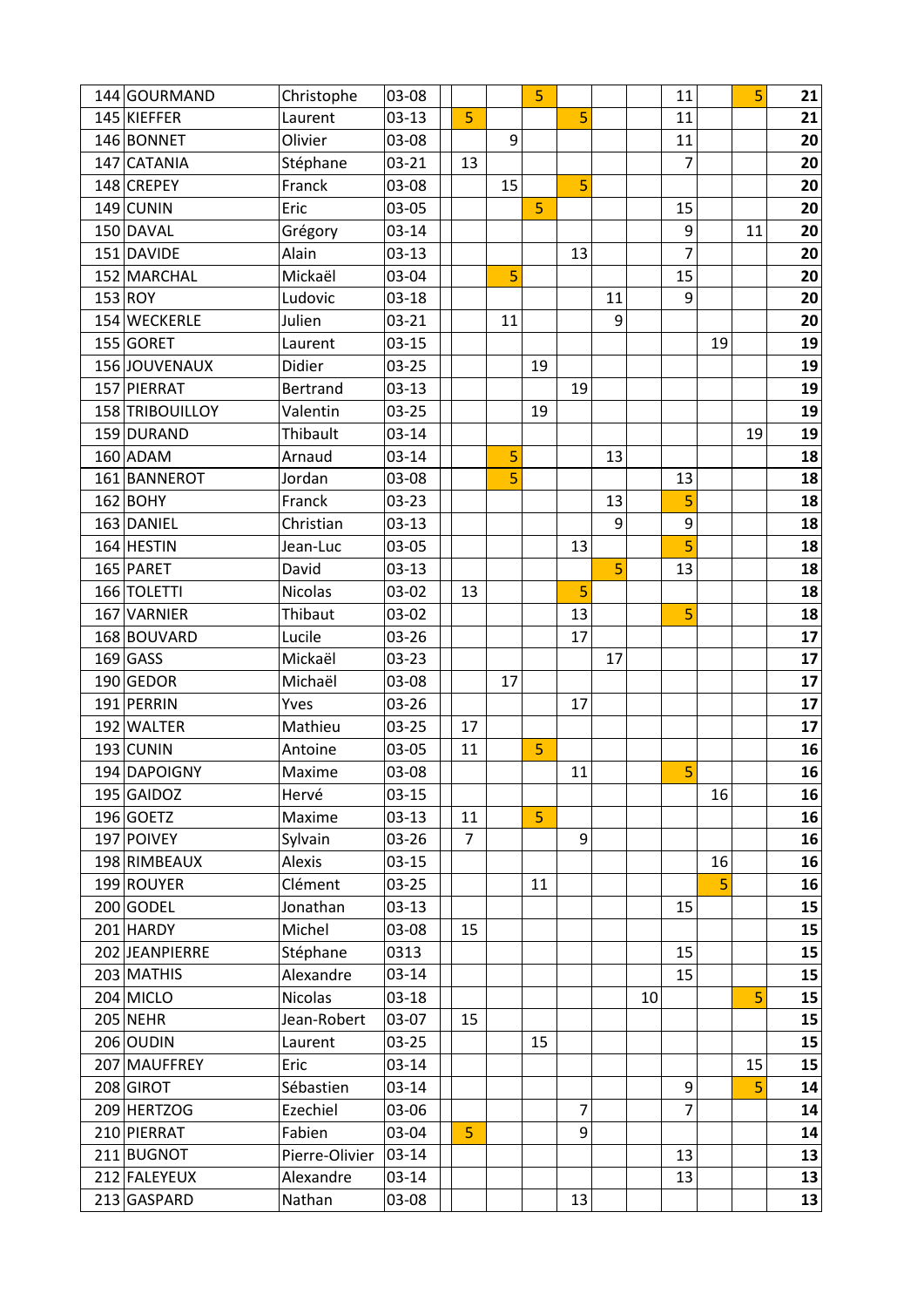| | | | | | | | | | | | | | | |
|---|---|---|---|---|---|---|---|---|---|---|---|---|---|---|
| 144 | GOURMAND | Christophe | 03-08 | | | | 5 | | | | 11 | | 5 | **21** |
| 145 | KIEFFER | Laurent | 03-13 | | 5 | | | 5 | | | 11 | | | **21** |
| 146 | BONNET | Olivier | 03-08 | | | 9 | | | | | 11 | | | **20** |
| 147 | CATANIA | Stéphane | 03-21 | | 13 | | | | | | 7 | | | **20** |
| 148 | CREPEY | Franck | 03-08 | | | 15 | | 5 | | | | | | **20** |
| 149 | CUNIN | Eric | 03-05 | | | | 5 | | | | 15 | | | **20** |
| 150 | DAVAL | Grégory | 03-14 | | | | | | | | 9 | | 11 | **20** |
| 151 | DAVIDE | Alain | 03-13 | | | | | 13 | | | 7 | | | **20** |
| 152 | MARCHAL | Mickaël | 03-04 | | | 5 | | | | | 15 | | | **20** |
| 153 | ROY | Ludovic | 03-18 | | | | | | 11 | | 9 | | | **20** |
| 154 | WECKERLE | Julien | 03-21 | | | 11 | | | 9 | | | | | **20** |
| 155 | GORET | Laurent | 03-15 | | | | | | | | | 19 | | **19** |
| 156 | JOUVENAUX | Didier | 03-25 | | | | 19 | | | | | | | **19** |
| 157 | PIERRAT | Bertrand | 03-13 | | | | | 19 | | | | | | **19** |
| 158 | TRIBOUILLOY | Valentin | 03-25 | | | | 19 | | | | | | | **19** |
| 159 | DURAND | Thibault | 03-14 | | | | | | | | | | 19 | **19** |
| 160 | ADAM | Arnaud | 03-14 | | | 5 | | | 13 | | | | | **18** |
| 161 | BANNEROT | Jordan | 03-08 | | | 5 | | | | | 13 | | | **18** |
| 162 | BOHY | Franck | 03-23 | | | | | | 13 | | 5 | | | **18** |
| 163 | DANIEL | Christian | 03-13 | | | | | | 9 | | 9 | | | **18** |
| 164 | HESTIN | Jean-Luc | 03-05 | | | | | 13 | | | 5 | | | **18** |
| 165 | PARET | David | 03-13 | | | | | | 5 | | 13 | | | **18** |
| 166 | TOLETTI | Nicolas | 03-02 | | 13 | | | 5 | | | | | | **18** |
| 167 | VARNIER | Thibaut | 03-02 | | | | | 13 | | | 5 | | | **18** |
| 168 | BOUVARD | Lucile | 03-26 | | | | | 17 | | | | | | **17** |
| 169 | GASS | Mickaël | 03-23 | | | | | | 17 | | | | | **17** |
| 190 | GEDOR | Michaël | 03-08 | | | 17 | | | | | | | | **17** |
| 191 | PERRIN | Yves | 03-26 | | | | | 17 | | | | | | **17** |
| 192 | WALTER | Mathieu | 03-25 | | 17 | | | | | | | | | **17** |
| 193 | CUNIN | Antoine | 03-05 | | 11 | | 5 | | | | | | | **16** |
| 194 | DAPOIGNY | Maxime | 03-08 | | | | | 11 | | | 5 | | | **16** |
| 195 | GAIDOZ | Hervé | 03-15 | | | | | | | | | 16 | | **16** |
| 196 | GOETZ | Maxime | 03-13 | | 11 | | 5 | | | | | | | **16** |
| 197 | POIVEY | Sylvain | 03-26 | | 7 | | | 9 | | | | | | **16** |
| 198 | RIMBEAUX | Alexis | 03-15 | | | | | | | | | 16 | | **16** |
| 199 | ROUYER | Clément | 03-25 | | | | 11 | | | | | 5 | | **16** |
| 200 | GODEL | Jonathan | 03-13 | | | | | | | | 15 | | | **15** |
| 201 | HARDY | Michel | 03-08 | | 15 | | | | | | | | | **15** |
| 202 | JEANPIERRE | Stéphane | 0313 | | | | | | | | 15 | | | **15** |
| 203 | MATHIS | Alexandre | 03-14 | | | | | | | | 15 | | | **15** |
| 204 | MICLO | Nicolas | 03-18 | | | | | | | 10 | | | 5 | **15** |
| 205 | NEHR | Jean-Robert | 03-07 | | 15 | | | | | | | | | **15** |
| 206 | OUDIN | Laurent | 03-25 | | | | 15 | | | | | | | **15** |
| 207 | MAUFFREY | Eric | 03-14 | | | | | | | | | | 15 | **15** |
| 208 | GIROT | Sébastien | 03-14 | | | | | | | | 9 | | 5 | **14** |
| 209 | HERTZOG | Ezechiel | 03-06 | | | | | 7 | | | 7 | | | **14** |
| 210 | PIERRAT | Fabien | 03-04 | | 5 | | | 9 | | | | | | **14** |
| 211 | BUGNOT | Pierre-Olivier | 03-14 | | | | | | | | 13 | | | **13** |
| 212 | FALEYEUX | Alexandre | 03-14 | | | | | | | | 13 | | | **13** |
| 213 | GASPARD | Nathan | 03-08 | | | | | 13 | | | | | | **13** |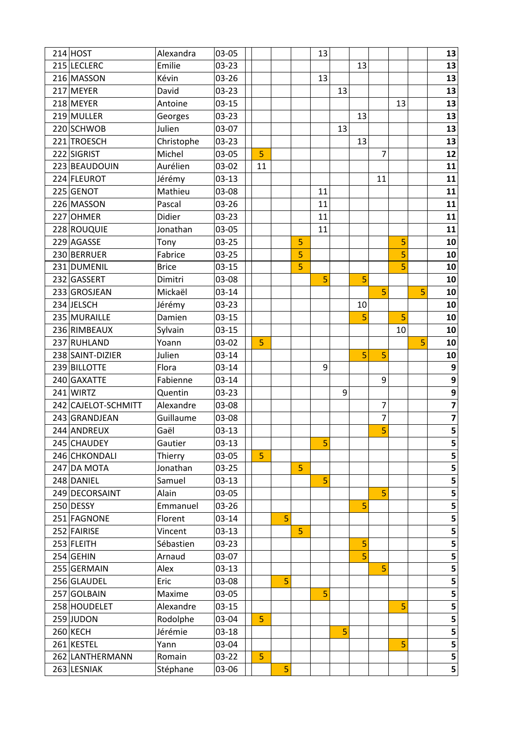| | | | | | | | | | | | | | | |
|---|---|---|---|---|---|---|---|---|---|---|---|---|---|---|
| 214 | HOST | Alexandra | 03-05 | | | | | 13 | | | | | | **13** |
| 215 | LECLERC | Emilie | 03-23 | | | | | | | 13 | | | | **13** |
| 216 | MASSON | Kévin | 03-26 | | | | | 13 | | | | | | **13** |
| 217 | MEYER | David | 03-23 | | | | | | 13 | | | | | **13** |
| 218 | MEYER | Antoine | 03-15 | | | | | | | | | 13 | | **13** |
| 219 | MULLER | Georges | 03-23 | | | | | | | 13 | | | | **13** |
| 220 | SCHWOB | Julien | 03-07 | | | | | | 13 | | | | | **13** |
| 221 | TROESCH | Christophe | 03-23 | | | | | | | 13 | | | | **13** |
| 222 | SIGRIST | Michel | 03-05 | | 5 | | | | | | 7 | | | **12** |
| 223 | BEAUDOUIN | Aurélien | 03-02 | | 11 | | | | | | | | | **11** |
| 224 | FLEUROT | Jérémy | 03-13 | | | | | | | | 11 | | | **11** |
| 225 | GENOT | Mathieu | 03-08 | | | | | 11 | | | | | | **11** |
| 226 | MASSON | Pascal | 03-26 | | | | | 11 | | | | | | **11** |
| 227 | OHMER | Didier | 03-23 | | | | | 11 | | | | | | **11** |
| 228 | ROUQUIE | Jonathan | 03-05 | | | | | 11 | | | | | | **11** |
| 229 | AGASSE | Tony | 03-25 | | | | 5 | | | | | 5 | | **10** |
| 230 | BERRUER | Fabrice | 03-25 | | | | 5 | | | | | 5 | | **10** |
| 231 | DUMENIL | Brice | 03-15 | | | | 5 | | | | | 5 | | **10** |
| 232 | GASSERT | Dimitri | 03-08 | | | | | 5 | | 5 | | | | **10** |
| 233 | GROSJEAN | Mickaël | 03-14 | | | | | | | | 5 | | 5 | **10** |
| 234 | JELSCH | Jérémy | 03-23 | | | | | | | 10 | | | | **10** |
| 235 | MURAILLE | Damien | 03-15 | | | | | | | 5 | | 5 | | **10** |
| 236 | RIMBEAUX | Sylvain | 03-15 | | | | | | | | | 10 | | **10** |
| 237 | RUHLAND | Yoann | 03-02 | | 5 | | | | | | | | 5 | **10** |
| 238 | SAINT-DIZIER | Julien | 03-14 | | | | | | | 5 | 5 | | | **10** |
| 239 | BILLOTTE | Flora | 03-14 | | | | | 9 | | | | | | **9** |
| 240 | GAXATTE | Fabienne | 03-14 | | | | | | | | 9 | | | **9** |
| 241 | WIRTZ | Quentin | 03-23 | | | | | | 9 | | | | | **9** |
| 242 | CAJELOT-SCHMITT | Alexandre | 03-08 | | | | | | | | 7 | | | **7** |
| 243 | GRANDJEAN | Guillaume | 03-08 | | | | | | | | 7 | | | **7** |
| 244 | ANDREUX | Gaël | 03-13 | | | | | | | | 5 | | | **5** |
| 245 | CHAUDEY | Gautier | 03-13 | | | | | 5 | | | | | | **5** |
| 246 | CHKONDALI | Thierry | 03-05 | | 5 | | | | | | | | | **5** |
| 247 | DA MOTA | Jonathan | 03-25 | | | | 5 | | | | | | | **5** |
| 248 | DANIEL | Samuel | 03-13 | | | | | 5 | | | | | | **5** |
| 249 | DECORSAINT | Alain | 03-05 | | | | | | | | 5 | | | **5** |
| 250 | DESSY | Emmanuel | 03-26 | | | | | | | 5 | | | | **5** |
| 251 | FAGNONE | Florent | 03-14 | | | 5 | | | | | | | | **5** |
| 252 | FAIRISE | Vincent | 03-13 | | | | 5 | | | | | | | **5** |
| 253 | FLEITH | Sébastien | 03-23 | | | | | | | 5 | | | | **5** |
| 254 | GEHIN | Arnaud | 03-07 | | | | | | | 5 | | | | **5** |
| 255 | GERMAIN | Alex | 03-13 | | | | | | | | 5 | | | **5** |
| 256 | GLAUDEL | Eric | 03-08 | | | 5 | | | | | | | | **5** |
| 257 | GOLBAIN | Maxime | 03-05 | | | | | 5 | | | | | | **5** |
| 258 | HOUDELET | Alexandre | 03-15 | | | | | | | | | 5 | | **5** |
| 259 | JUDON | Rodolphe | 03-04 | | 5 | | | | | | | | | **5** |
| 260 | KECH | Jérémie | 03-18 | | | | | | 5 | | | | | **5** |
| 261 | KESTEL | Yann | 03-04 | | | | | | | | | 5 | | **5** |
| 262 | LANTHERMANN | Romain | 03-22 | | 5 | | | | | | | | | **5** |
| 263 | LESNIAK | Stéphane | 03-06 | | | 5 | | | | | | | | **5** |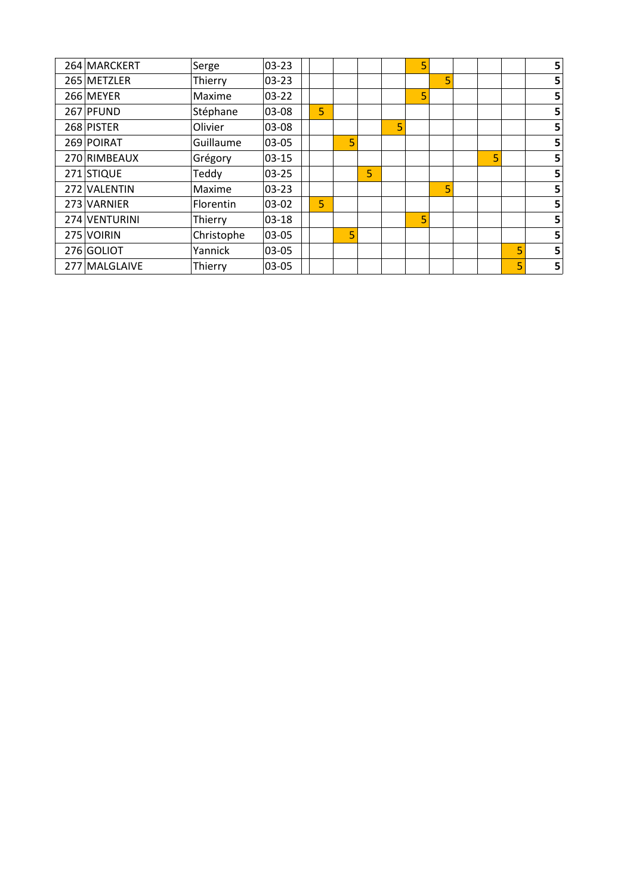| | | | | | | | | | | | | | | |
|---|---|---|---|---|---|---|---|---|---|---|---|---|---|---|
| 264 | MARCKERT | Serge | 03-23 | | | | | | 5 | | | | | **5** |
| 265 | METZLER | Thierry | 03-23 | | | | | | | 5 | | | | **5** |
| 266 | MEYER | Maxime | 03-22 | | | | | | 5 | | | | | **5** |
| 267 | PFUND | Stéphane | 03-08 | | 5 | | | | | | | | | **5** |
| 268 | PISTER | Olivier | 03-08 | | | | | 5 | | | | | | **5** |
| 269 | POIRAT | Guillaume | 03-05 | | | 5 | | | | | | | | **5** |
| 270 | RIMBEAUX | Grégory | 03-15 | | | | | | | | | 5 | | **5** |
| 271 | STIQUE | Teddy | 03-25 | | | | 5 | | | | | | | **5** |
| 272 | VALENTIN | Maxime | 03-23 | | | | | | | 5 | | | | **5** |
| 273 | VARNIER | Florentin | 03-02 | | 5 | | | | | | | | | **5** |
| 274 | VENTURINI | Thierry | 03-18 | | | | | | 5 | | | | | **5** |
| 275 | VOIRIN | Christophe | 03-05 | | | 5 | | | | | | | | **5** |
| 276 | GOLIOT | Yannick | 03-05 | | | | | | | | | | 5 | **5** |
| 277 | MALGLAIVE | Thierry | 03-05 | | | | | | | | | | 5 | **5** |